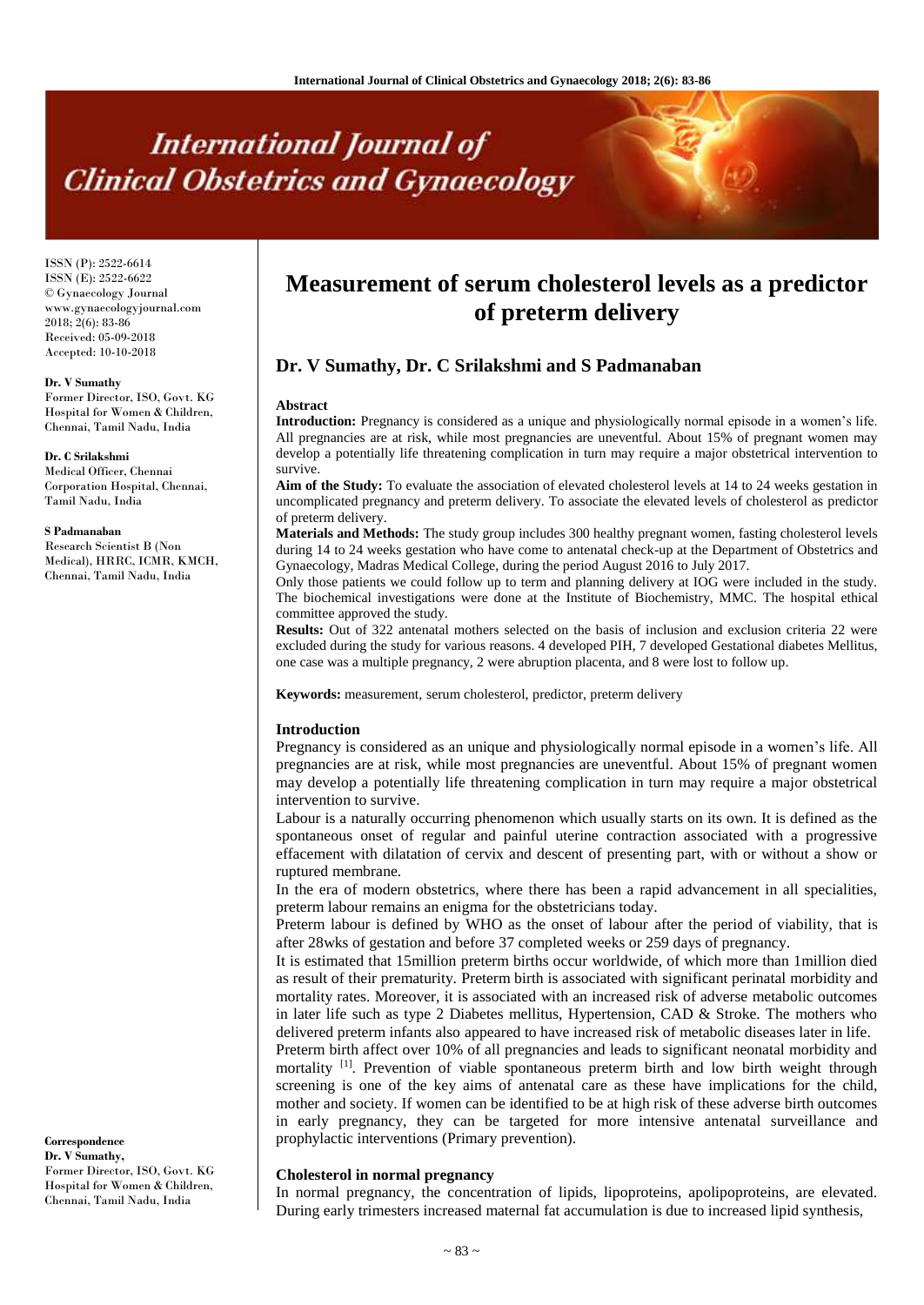# Measurement of serum cholesterol levels as a predictor of preterm delivery

## Dr. V Sumathy, Dr. C Srilakshmi and S Padmanaban

ISSN (P): 2522-6614
ISSN (E): 2522-6622
© Gynaecology Journal
www.gynaecologyjournal.com
2018; 2(6): 83-86
Received: 05-09-2018
Accepted: 10-10-2018

**Dr. V Sumathy**
Former Director, ISO, Govt. KG Hospital for Women & Children, Chennai, Tamil Nadu, India

**Dr. C Srilakshmi**
Medical Officer, Chennai Corporation Hospital, Chennai, Tamil Nadu, India

**S Padmanaban**
Research Scientist B (Non Medical), HRRC, ICMR, KMCH, Chennai, Tamil Nadu, India

**Correspondence**
**Dr. V Sumathy,**
Former Director, ISO, Govt. KG Hospital for Women & Children, Chennai, Tamil Nadu, India

### Abstract

**Introduction:** Pregnancy is considered as a unique and physiologically normal episode in a women's life. All pregnancies are at risk, while most pregnancies are uneventful. About 15% of pregnant women may develop a potentially life threatening complication in turn may require a major obstetrical intervention to survive.

**Aim of the Study:** To evaluate the association of elevated cholesterol levels at 14 to 24 weeks gestation in uncomplicated pregnancy and preterm delivery. To associate the elevated levels of cholesterol as predictor of preterm delivery.

**Materials and Methods:** The study group includes 300 healthy pregnant women, fasting cholesterol levels during 14 to 24 weeks gestation who have come to antenatal check-up at the Department of Obstetrics and Gynaecology, Madras Medical College, during the period August 2016 to July 2017.

Only those patients we could follow up to term and planning delivery at IOG were included in the study. The biochemical investigations were done at the Institute of Biochemistry, MMC. The hospital ethical committee approved the study.

**Results:** Out of 322 antenatal mothers selected on the basis of inclusion and exclusion criteria 22 were excluded during the study for various reasons. 4 developed PIH, 7 developed Gestational diabetes Mellitus, one case was a multiple pregnancy, 2 were abruption placenta, and 8 were lost to follow up.

**Keywords:** measurement, serum cholesterol, predictor, preterm delivery

### Introduction

Pregnancy is considered as an unique and physiologically normal episode in a women's life. All pregnancies are at risk, while most pregnancies are uneventful. About 15% of pregnant women may develop a potentially life threatening complication in turn may require a major obstetrical intervention to survive.

Labour is a naturally occurring phenomenon which usually starts on its own. It is defined as the spontaneous onset of regular and painful uterine contraction associated with a progressive effacement with dilatation of cervix and descent of presenting part, with or without a show or ruptured membrane.

In the era of modern obstetrics, where there has been a rapid advancement in all specialities, preterm labour remains an enigma for the obstetricians today.

Preterm labour is defined by WHO as the onset of labour after the period of viability, that is after 28wks of gestation and before 37 completed weeks or 259 days of pregnancy.

It is estimated that 15million preterm births occur worldwide, of which more than 1million died as result of their prematurity. Preterm birth is associated with significant perinatal morbidity and mortality rates. Moreover, it is associated with an increased risk of adverse metabolic outcomes in later life such as type 2 Diabetes mellitus, Hypertension, CAD & Stroke. The mothers who delivered preterm infants also appeared to have increased risk of metabolic diseases later in life.

Preterm birth affect over 10% of all pregnancies and leads to significant neonatal morbidity and mortality [1]. Prevention of viable spontaneous preterm birth and low birth weight through screening is one of the key aims of antenatal care as these have implications for the child, mother and society. If women can be identified to be at high risk of these adverse birth outcomes in early pregnancy, they can be targeted for more intensive antenatal surveillance and prophylactic interventions (Primary prevention).

### Cholesterol in normal pregnancy

In normal pregnancy, the concentration of lipids, lipoproteins, apolipoproteins, are elevated. During early trimesters increased maternal fat accumulation is due to increased lipid synthesis,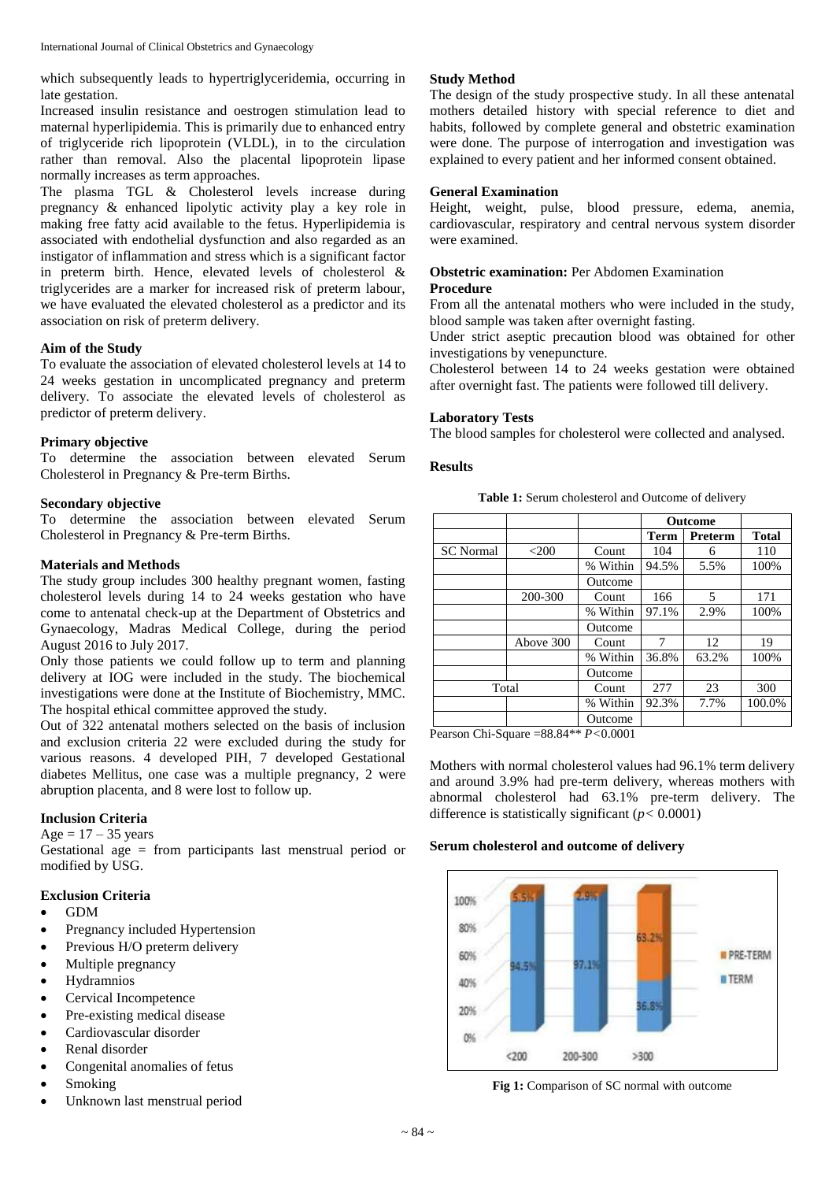which subsequently leads to hypertriglyceridemia, occurring in late gestation.

Increased insulin resistance and oestrogen stimulation lead to maternal hyperlipidemia. This is primarily due to enhanced entry of triglyceride rich lipoprotein (VLDL), in to the circulation rather than removal. Also the placental lipoprotein lipase normally increases as term approaches.

The plasma TGL & Cholesterol levels increase during pregnancy & enhanced lipolytic activity play a key role in making free fatty acid available to the fetus. Hyperlipidemia is associated with endothelial dysfunction and also regarded as an instigator of inflammation and stress which is a significant factor in preterm birth. Hence, elevated levels of cholesterol & triglycerides are a marker for increased risk of preterm labour, we have evaluated the elevated cholesterol as a predictor and its association on risk of preterm delivery.

### Aim of the Study

To evaluate the association of elevated cholesterol levels at 14 to 24 weeks gestation in uncomplicated pregnancy and preterm delivery. To associate the elevated levels of cholesterol as predictor of preterm delivery.

### Primary objective

To determine the association between elevated Serum Cholesterol in Pregnancy & Pre-term Births.

### Secondary objective

To determine the association between elevated Serum Cholesterol in Pregnancy & Pre-term Births.

### Materials and Methods

The study group includes 300 healthy pregnant women, fasting cholesterol levels during 14 to 24 weeks gestation who have come to antenatal check-up at the Department of Obstetrics and Gynaecology, Madras Medical College, during the period August 2016 to July 2017.

Only those patients we could follow up to term and planning delivery at IOG were included in the study. The biochemical investigations were done at the Institute of Biochemistry, MMC. The hospital ethical committee approved the study.

Out of 322 antenatal mothers selected on the basis of inclusion and exclusion criteria 22 were excluded during the study for various reasons. 4 developed PIH, 7 developed Gestational diabetes Mellitus, one case was a multiple pregnancy, 2 were abruption placenta, and 8 were lost to follow up.

### Inclusion Criteria

Age = 17 – 35 years

Gestational age = from participants last menstrual period or modified by USG.

### Exclusion Criteria

- GDM
- Pregnancy included Hypertension
- Previous H/O preterm delivery
- Multiple pregnancy
- Hydramnios
- Cervical Incompetence
- Pre-existing medical disease
- Cardiovascular disorder
- Renal disorder
- Congenital anomalies of fetus
- Smoking
- Unknown last menstrual period

### Study Method

The design of the study prospective study. In all these antenatal mothers detailed history with special reference to diet and habits, followed by complete general and obstetric examination were done. The purpose of interrogation and investigation was explained to every patient and her informed consent obtained.

### General Examination

Height, weight, pulse, blood pressure, edema, anemia, cardiovascular, respiratory and central nervous system disorder were examined.

**Obstetric examination:** Per Abdomen Examination

### Procedure

From all the antenatal mothers who were included in the study, blood sample was taken after overnight fasting.

Under strict aseptic precaution blood was obtained for other investigations by venepuncture.

Cholesterol between 14 to 24 weeks gestation were obtained after overnight fast. The patients were followed till delivery.

### Laboratory Tests

The blood samples for cholesterol were collected and analysed.

### Results

**Table 1:** Serum cholesterol and Outcome of delivery

| | | | Outcome | | |
|---|---|---|---|---|---|
| | | | Term | Preterm | Total |
| SC Normal | <200 | Count | 104 | 6 | 110 |
| | | % Within Outcome | 94.5% | 5.5% | 100% |
| | 200-300 | Count | 166 | 5 | 171 |
| | | % Within Outcome | 97.1% | 2.9% | 100% |
| | Above 300 | Count | 7 | 12 | 19 |
| | | % Within Outcome | 36.8% | 63.2% | 100% |
| Total | | Count | 277 | 23 | 300 |
| | | % Within Outcome | 92.3% | 7.7% | 100.0% |

Pearson Chi-Square =88.84** $P<0.0001$

Mothers with normal cholesterol values had 96.1% term delivery and around 3.9% had pre-term delivery, whereas mothers with abnormal cholesterol had 63.1% pre-term delivery. The difference is statistically significant ($p< 0.0001$)

### Serum cholesterol and outcome of delivery

**Fig 1:** Comparison of SC normal with outcome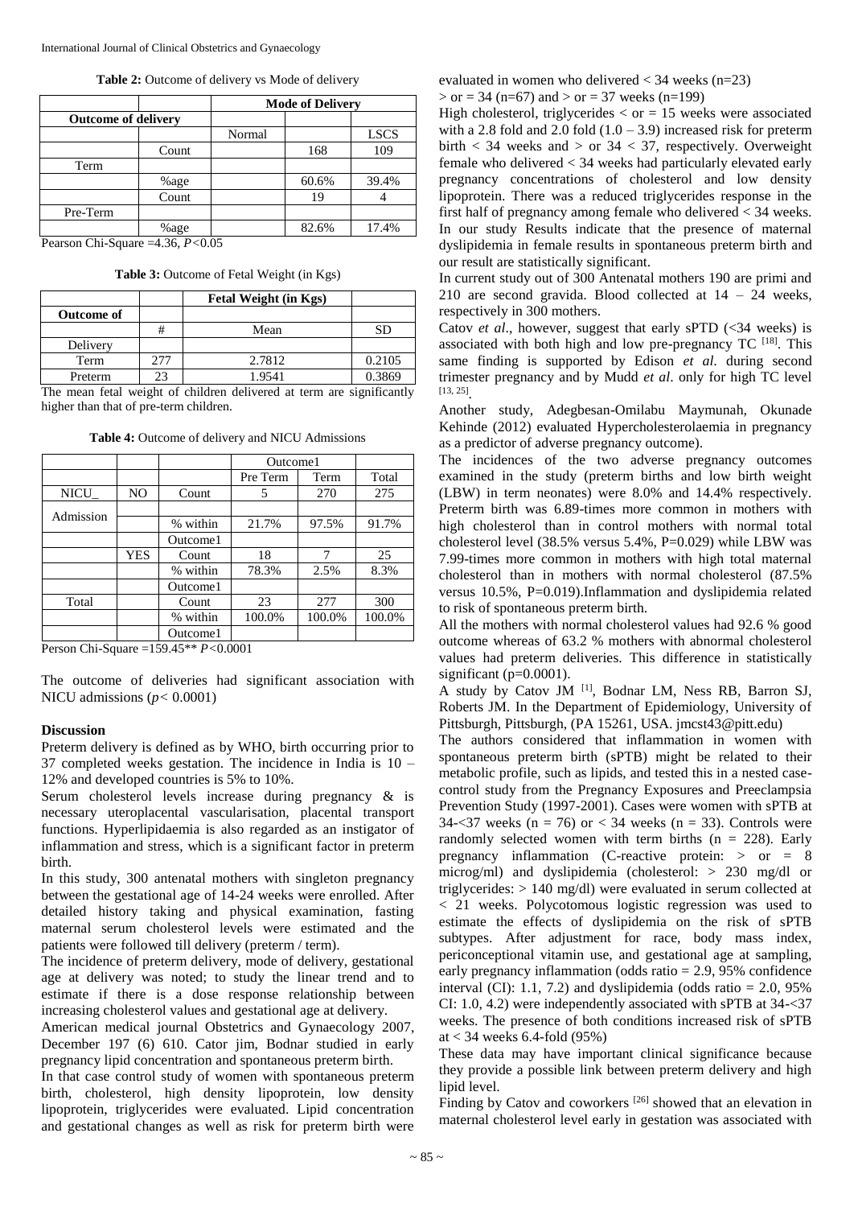**Table 2:** Outcome of delivery vs Mode of delivery

| | | Mode of Delivery | | |
|---|---|---|---|---|
| Outcome of delivery | | | | |
| | | Normal | | LSCS |
| | Count | | 168 | 109 |
| Term | | | | |
| | %age | | 60.6% | 39.4% |
| | Count | | 19 | 4 |
| Pre-Term | | | | |
| | %age | | 82.6% | 17.4% |

Pearson Chi-Square =4.36, $P<0.05$

**Table 3:** Outcome of Fetal Weight (in Kgs)

| | | Fetal Weight (in Kgs) | |
|---|---|---|---|
| Outcome of | | | |
| | # | Mean | SD |
| Delivery | | | |
| Term | 277 | 2.7812 | 0.2105 |
| Preterm | 23 | 1.9541 | 0.3869 |

The mean fetal weight of children delivered at term are significantly higher than that of pre-term children.

**Table 4:** Outcome of delivery and NICU Admissions

| | | | Outcome1 | | |
|---|---|---|---|---|---|
| | | | Pre Term | Term | Total |
| NICU_ | NO | Count | 5 | 270 | 275 |
| Admission | | | | | |
| | | % within | 21.7% | 97.5% | 91.7% |
| | | Outcome1 | | | |
| | YES | Count | 18 | 7 | 25 |
| | | % within | 78.3% | 2.5% | 8.3% |
| | | Outcome1 | | | |
| Total | | Count | 23 | 277 | 300 |
| | | % within | 100.0% | 100.0% | 100.0% |
| | | Outcome1 | | | |

Person Chi-Square =159.45** $P<0.0001$

The outcome of deliveries had significant association with NICU admissions ($p< 0.0001$)

## Discussion

Preterm delivery is defined as by WHO, birth occurring prior to 37 completed weeks gestation. The incidence in India is 10 – 12% and developed countries is 5% to 10%.

Serum cholesterol levels increase during pregnancy & is necessary uteroplacental vascularisation, placental transport functions. Hyperlipidaemia is also regarded as an instigator of inflammation and stress, which is a significant factor in preterm birth.

In this study, 300 antenatal mothers with singleton pregnancy between the gestational age of 14-24 weeks were enrolled. After detailed history taking and physical examination, fasting maternal serum cholesterol levels were estimated and the patients were followed till delivery (preterm / term).

The incidence of preterm delivery, mode of delivery, gestational age at delivery was noted; to study the linear trend and to estimate if there is a dose response relationship between increasing cholesterol values and gestational age at delivery.

American medical journal Obstetrics and Gynaecology 2007, December 197 (6) 610. Cator jim, Bodnar studied in early pregnancy lipid concentration and spontaneous preterm birth.

In that case control study of women with spontaneous preterm birth, cholesterol, high density lipoprotein, low density lipoprotein, triglycerides were evaluated. Lipid concentration and gestational changes as well as risk for preterm birth were evaluated in women who delivered < 34 weeks (n=23)

> or = 34 (n=67) and > or = 37 weeks (n=199)

High cholesterol, triglycerides < or = 15 weeks were associated with a 2.8 fold and 2.0 fold (1.0 – 3.9) increased risk for preterm birth < 34 weeks and > or 34 < 37, respectively. Overweight female who delivered < 34 weeks had particularly elevated early pregnancy concentrations of cholesterol and low density lipoprotein. There was a reduced triglycerides response in the first half of pregnancy among female who delivered < 34 weeks. In our study Results indicate that the presence of maternal dyslipidemia in female results in spontaneous preterm birth and our result are statistically significant.

In current study out of 300 Antenatal mothers 190 are primi and 210 are second gravida. Blood collected at 14 – 24 weeks, respectively in 300 mothers.

Catov *et al*., however, suggest that early sPTD (<34 weeks) is associated with both high and low pre-pregnancy TC [18]. This same finding is supported by Edison *et al.* during second trimester pregnancy and by Mudd *et al*. only for high TC level [13, 25].

Another study, Adegbesan-Omilabu Maymunah, Okunade Kehinde (2012) evaluated Hypercholesterolaemia in pregnancy as a predictor of adverse pregnancy outcome).

The incidences of the two adverse pregnancy outcomes examined in the study (preterm births and low birth weight (LBW) in term neonates) were 8.0% and 14.4% respectively. Preterm birth was 6.89-times more common in mothers with high cholesterol than in control mothers with normal total cholesterol level (38.5% versus 5.4%, P=0.029) while LBW was 7.99-times more common in mothers with high total maternal cholesterol than in mothers with normal cholesterol (87.5% versus 10.5%, P=0.019).Inflammation and dyslipidemia related to risk of spontaneous preterm birth.

All the mothers with normal cholesterol values had 92.6 % good outcome whereas of 63.2 % mothers with abnormal cholesterol values had preterm deliveries. This difference in statistically significant (p=0.0001).

A study by Catov JM [1], Bodnar LM, Ness RB, Barron SJ, Roberts JM. In the Department of Epidemiology, University of Pittsburgh, Pittsburgh, (PA 15261, USA. jmcst43@pitt.edu)

The authors considered that inflammation in women with spontaneous preterm birth (sPTB) might be related to their metabolic profile, such as lipids, and tested this in a nested case-control study from the Pregnancy Exposures and Preeclampsia Prevention Study (1997-2001). Cases were women with sPTB at 34-<37 weeks (n = 76) or < 34 weeks (n = 33). Controls were randomly selected women with term births (n = 228). Early pregnancy inflammation (C-reactive protein: > or = 8 microg/ml) and dyslipidemia (cholesterol: > 230 mg/dl or triglycerides: > 140 mg/dl) were evaluated in serum collected at < 21 weeks. Polycotomous logistic regression was used to estimate the effects of dyslipidemia on the risk of sPTB subtypes. After adjustment for race, body mass index, periconceptional vitamin use, and gestational age at sampling, early pregnancy inflammation (odds ratio = 2.9, 95% confidence interval (CI): 1.1, 7.2) and dyslipidemia (odds ratio = 2.0, 95% CI: 1.0, 4.2) were independently associated with sPTB at 34-<37 weeks. The presence of both conditions increased risk of sPTB at < 34 weeks 6.4-fold (95%)

These data may have important clinical significance because they provide a possible link between preterm delivery and high lipid level.

Finding by Catov and coworkers [26] showed that an elevation in maternal cholesterol level early in gestation was associated with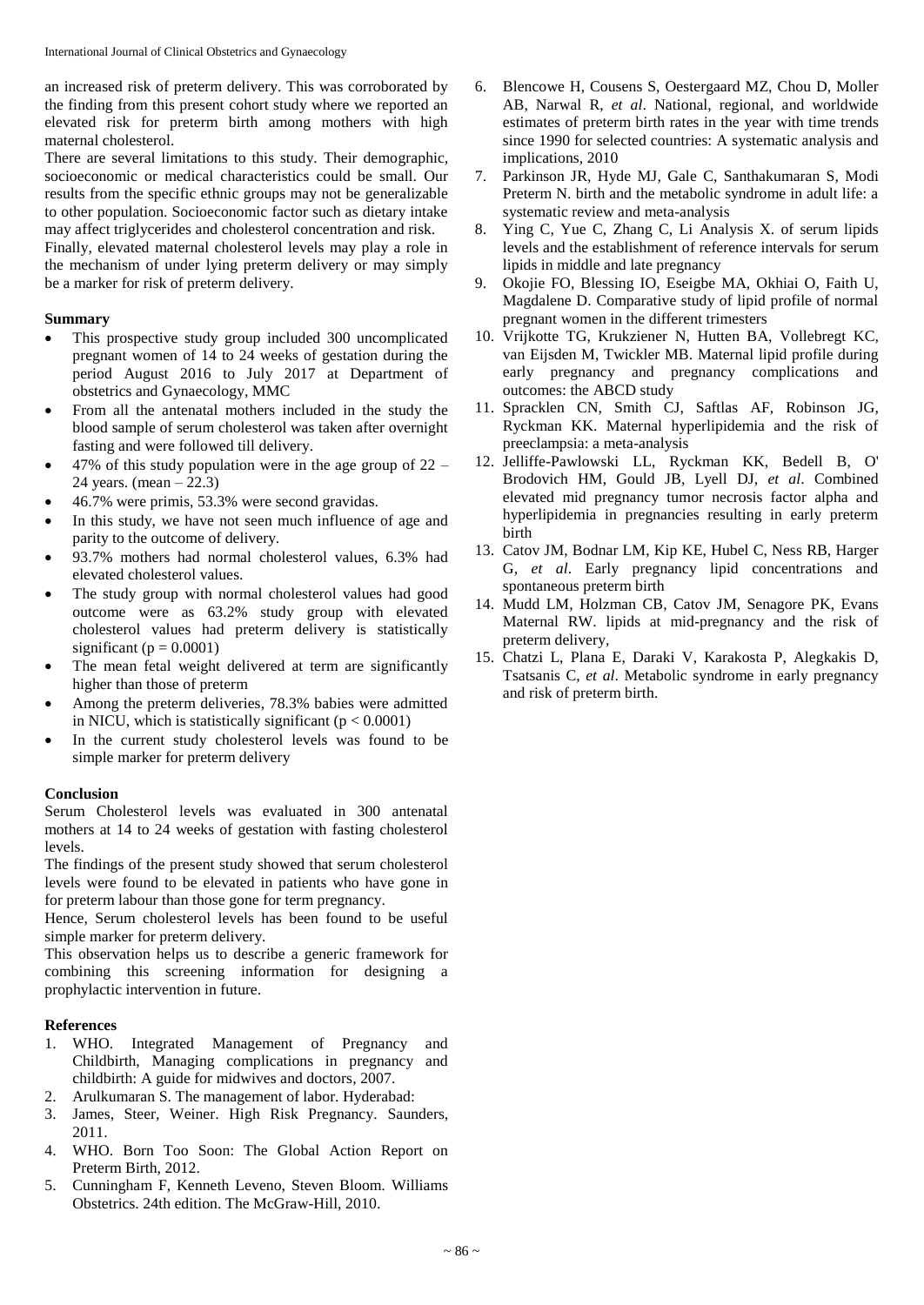an increased risk of preterm delivery. This was corroborated by the finding from this present cohort study where we reported an elevated risk for preterm birth among mothers with high maternal cholesterol.

There are several limitations to this study. Their demographic, socioeconomic or medical characteristics could be small. Our results from the specific ethnic groups may not be generalizable to other population. Socioeconomic factor such as dietary intake may affect triglycerides and cholesterol concentration and risk.

Finally, elevated maternal cholesterol levels may play a role in the mechanism of under lying preterm delivery or may simply be a marker for risk of preterm delivery.

## Summary

- This prospective study group included 300 uncomplicated pregnant women of 14 to 24 weeks of gestation during the period August 2016 to July 2017 at Department of obstetrics and Gynaecology, MMC
- From all the antenatal mothers included in the study the blood sample of serum cholesterol was taken after overnight fasting and were followed till delivery.
- 47% of this study population were in the age group of 22 – 24 years. (mean – 22.3)
- 46.7% were primis, 53.3% were second gravidas.
- In this study, we have not seen much influence of age and parity to the outcome of delivery.
- 93.7% mothers had normal cholesterol values, 6.3% had elevated cholesterol values.
- The study group with normal cholesterol values had good outcome were as 63.2% study group with elevated cholesterol values had preterm delivery is statistically significant ($p = 0.0001$)
- The mean fetal weight delivered at term are significantly higher than those of preterm
- Among the preterm deliveries, 78.3% babies were admitted in NICU, which is statistically significant ($p < 0.0001$)
- In the current study cholesterol levels was found to be simple marker for preterm delivery

## Conclusion

Serum Cholesterol levels was evaluated in 300 antenatal mothers at 14 to 24 weeks of gestation with fasting cholesterol levels.

The findings of the present study showed that serum cholesterol levels were found to be elevated in patients who have gone in for preterm labour than those gone for term pregnancy.

Hence, Serum cholesterol levels has been found to be useful simple marker for preterm delivery.

This observation helps us to describe a generic framework for combining this screening information for designing a prophylactic intervention in future.

## References

1. WHO. Integrated Management of Pregnancy and Childbirth, Managing complications in pregnancy and childbirth: A guide for midwives and doctors, 2007.
2. Arulkumaran S. The management of labor. Hyderabad:
3. James, Steer, Weiner. High Risk Pregnancy. Saunders, 2011.
4. WHO. Born Too Soon: The Global Action Report on Preterm Birth, 2012.
5. Cunningham F, Kenneth Leveno, Steven Bloom. Williams Obstetrics. 24th edition. The McGraw-Hill, 2010.
6. Blencowe H, Cousens S, Oestergaard MZ, Chou D, Moller AB, Narwal R, *et al*. National, regional, and worldwide estimates of preterm birth rates in the year with time trends since 1990 for selected countries: A systematic analysis and implications, 2010
7. Parkinson JR, Hyde MJ, Gale C, Santhakumaran S, Modi Preterm N. birth and the metabolic syndrome in adult life: a systematic review and meta-analysis
8. Ying C, Yue C, Zhang C, Li Analysis X. of serum lipids levels and the establishment of reference intervals for serum lipids in middle and late pregnancy
9. Okojie FO, Blessing IO, Eseigbe MA, Okhiai O, Faith U, Magdalene D. Comparative study of lipid profile of normal pregnant women in the different trimesters
10. Vrijkotte TG, Krukziener N, Hutten BA, Vollebregt KC, van Eijsden M, Twickler MB. Maternal lipid profile during early pregnancy and pregnancy complications and outcomes: the ABCD study
11. Spracklen CN, Smith CJ, Saftlas AF, Robinson JG, Ryckman KK. Maternal hyperlipidemia and the risk of preeclampsia: a meta-analysis
12. Jelliffe-Pawlowski LL, Ryckman KK, Bedell B, O' Brodovich HM, Gould JB, Lyell DJ, *et al*. Combined elevated mid pregnancy tumor necrosis factor alpha and hyperlipidemia in pregnancies resulting in early preterm birth
13. Catov JM, Bodnar LM, Kip KE, Hubel C, Ness RB, Harger G, *et al*. Early pregnancy lipid concentrations and spontaneous preterm birth
14. Mudd LM, Holzman CB, Catov JM, Senagore PK, Evans Maternal RW. lipids at mid-pregnancy and the risk of preterm delivery,
15. Chatzi L, Plana E, Daraki V, Karakosta P, Alegkakis D, Tsatsanis C, *et al*. Metabolic syndrome in early pregnancy and risk of preterm birth.